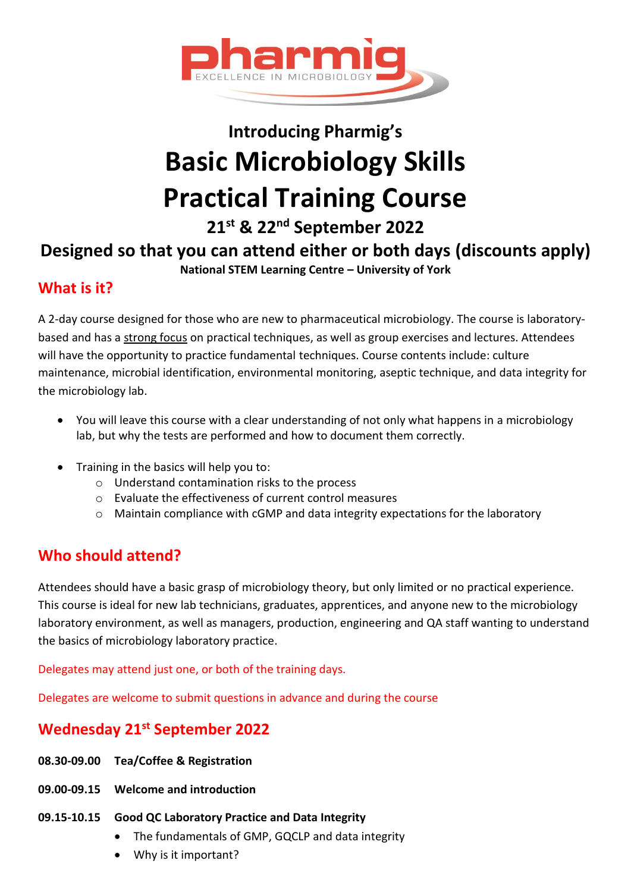pharmig

EXCELLENCE IN MICROBIOLOGY

### Introducing Pharmig's

# Basic Microbiology Skills Practical Training Course

### 21st & 22nd September 2022

## Designed so that you can attend either or both days (discounts apply)

**National STEM Learning Centre – University of York**

## What is it?

A 2-day course designed for those who are new to pharmaceutical microbiology. The course is laboratory-based and has a strong focus on practical techniques, as well as group exercises and lectures. Attendees will have the opportunity to practice fundamental techniques. Course contents include: culture maintenance, microbial identification, environmental monitoring, aseptic technique, and data integrity for the microbiology lab.

- You will leave this course with a clear understanding of not only what happens in a microbiology lab, but why the tests are performed and how to document them correctly.
- Training in the basics will help you to:
  - Understand contamination risks to the process
  - Evaluate the effectiveness of current control measures
  - Maintain compliance with cGMP and data integrity expectations for the laboratory

## Who should attend?

Attendees should have a basic grasp of microbiology theory, but only limited or no practical experience. This course is ideal for new lab technicians, graduates, apprentices, and anyone new to the microbiology laboratory environment, as well as managers, production, engineering and QA staff wanting to understand the basics of microbiology laboratory practice.

Delegates may attend just one, or both of the training days.

Delegates are welcome to submit questions in advance and during the course

## Wednesday 21st September 2022

**08.30-09.00 Tea/Coffee & Registration**

**09.00-09.15 Welcome and introduction**

**09.15-10.15 Good QC Laboratory Practice and Data Integrity**

- The fundamentals of GMP, GQCLP and data integrity
- Why is it important?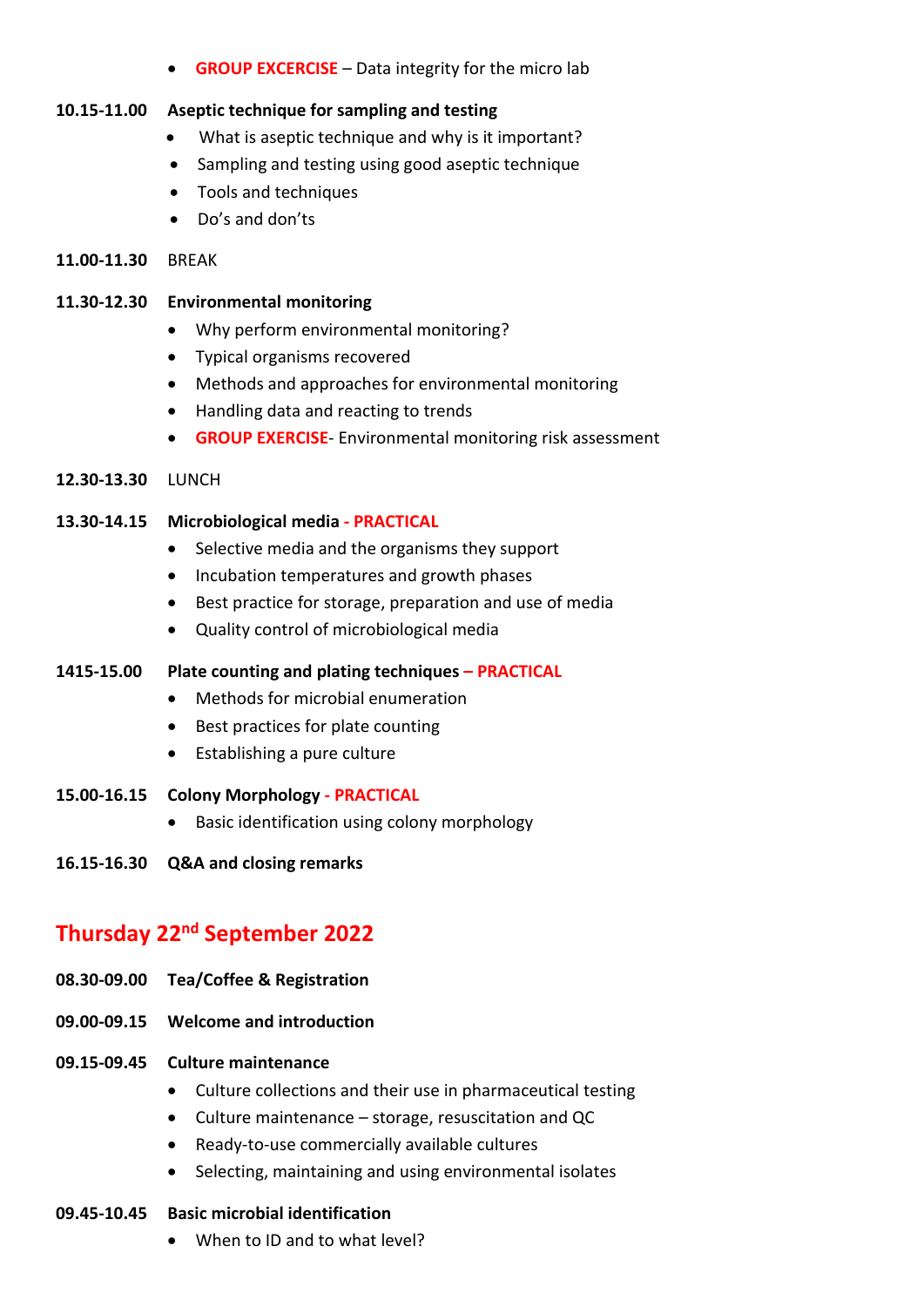- **GROUP EXCERCISE** – Data integrity for the micro lab

**10.15-11.00 Aseptic technique for sampling and testing**

- What is aseptic technique and why is it important?
- Sampling and testing using good aseptic technique
- Tools and techniques
- Do's and don'ts

**11.00-11.30** BREAK

**11.30-12.30 Environmental monitoring**

- Why perform environmental monitoring?
- Typical organisms recovered
- Methods and approaches for environmental monitoring
- Handling data and reacting to trends
- **GROUP EXERCISE**- Environmental monitoring risk assessment

**12.30-13.30** LUNCH

**13.30-14.15 Microbiological media - PRACTICAL**

- Selective media and the organisms they support
- Incubation temperatures and growth phases
- Best practice for storage, preparation and use of media
- Quality control of microbiological media

**1415-15.00 Plate counting and plating techniques – PRACTICAL**

- Methods for microbial enumeration
- Best practices for plate counting
- Establishing a pure culture

**15.00-16.15 Colony Morphology - PRACTICAL**

- Basic identification using colony morphology

**16.15-16.30 Q&A and closing remarks**

## Thursday 22nd September 2022

**08.30-09.00 Tea/Coffee & Registration**

**09.00-09.15 Welcome and introduction**

**09.15-09.45 Culture maintenance**

- Culture collections and their use in pharmaceutical testing
- Culture maintenance – storage, resuscitation and QC
- Ready-to-use commercially available cultures
- Selecting, maintaining and using environmental isolates

**09.45-10.45 Basic microbial identification**

- When to ID and to what level?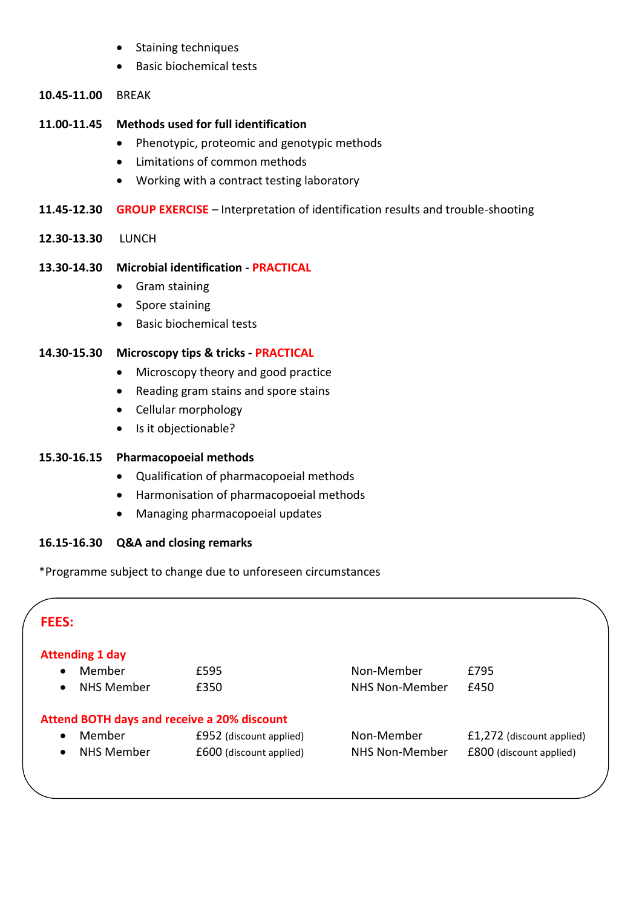- Staining techniques
- Basic biochemical tests

**10.45-11.00** BREAK

**11.00-11.45** **Methods used for full identification**

- Phenotypic, proteomic and genotypic methods
- Limitations of common methods
- Working with a contract testing laboratory

**11.45-12.30** **GROUP EXERCISE** – Interpretation of identification results and trouble-shooting

**12.30-13.30** LUNCH

**13.30-14.30** **Microbial identification - PRACTICAL**

- Gram staining
- Spore staining
- Basic biochemical tests

**14.30-15.30** **Microscopy tips & tricks - PRACTICAL**

- Microscopy theory and good practice
- Reading gram stains and spore stains
- Cellular morphology
- Is it objectionable?

**15.30-16.15** **Pharmacopoeial methods**

- Qualification of pharmacopoeial methods
- Harmonisation of pharmacopoeial methods
- Managing pharmacopoeial updates

**16.15-16.30** **Q&A and closing remarks**

*Programme subject to change due to unforeseen circumstances

## FEES:

**Attending 1 day**

| | | | |
|---|---|---|---|
| Member | £595 | Non-Member | £795 |
| NHS Member | £350 | NHS Non-Member | £450 |

**Attend BOTH days and receive a 20% discount**

| | | | |
|---|---|---|---|
| Member | £952 (discount applied) | Non-Member | £1,272 (discount applied) |
| NHS Member | £600 (discount applied) | NHS Non-Member | £800 (discount applied) |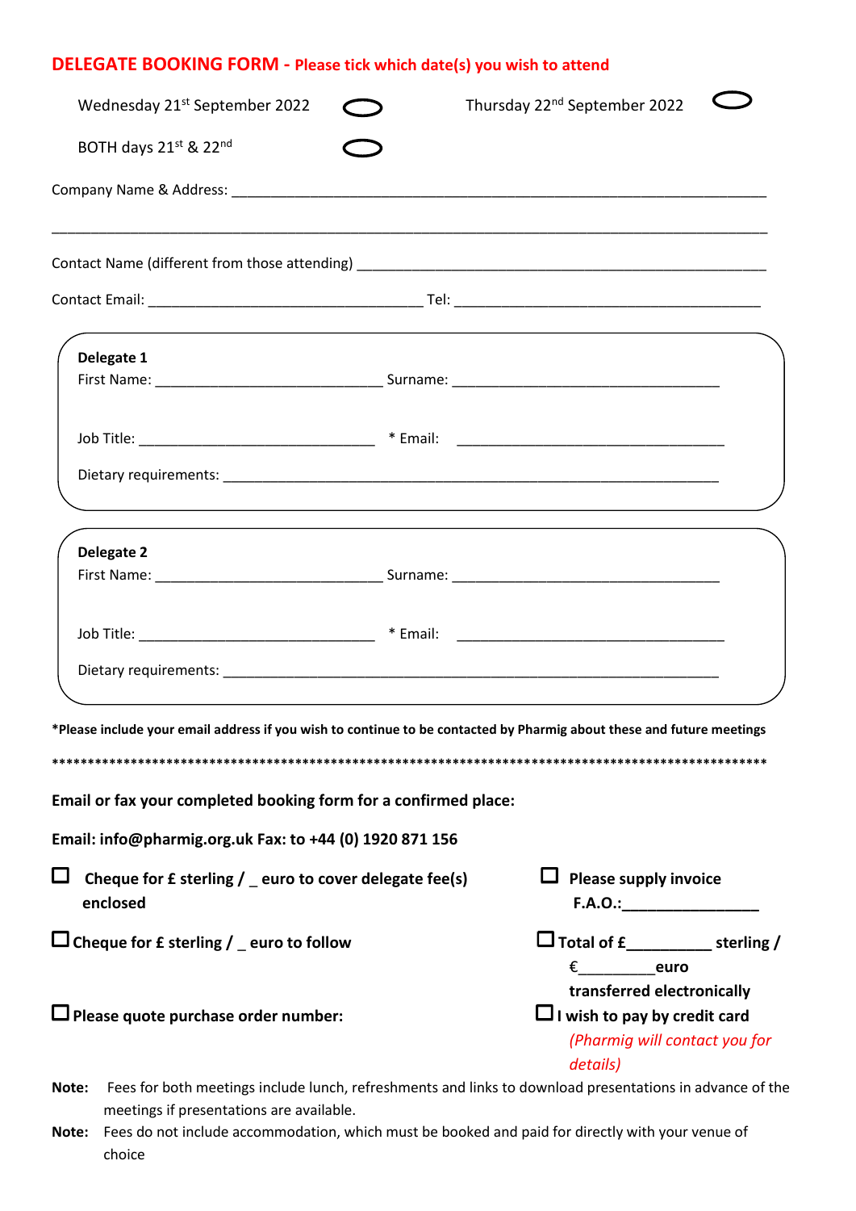## DELEGATE BOOKING FORM - Please tick which date(s) you wish to attend

Wednesday 21st September 2022 ⬭  Thursday 22nd September 2022 ⬭

BOTH days 21st & 22nd ⬭

Company Name & Address: ______________________________________________________________________

______________________________________________________________________________________

Contact Name (different from those attending) ____________________________________________

Contact Email: ________________________________ Tel: ______________________________________

**Delegate 1**

First Name: ____________________________ Surname: _________________________________

Job Title: _____________________________ * Email: ___________________________________

Dietary requirements: ________________________________________________________________

**Delegate 2**

First Name: ____________________________ Surname: _________________________________

Job Title: _____________________________ * Email: ___________________________________

Dietary requirements: ________________________________________________________________

**\*Please include your email address if you wish to continue to be contacted by Pharmig about these and future meetings**

**************************************************************************************************

**Email or fax your completed booking form for a confirmed place:**

**Email: info@pharmig.org.uk Fax: to +44 (0) 1920 871 156**

☐ **Cheque for £ sterling / _ euro to cover delegate fee(s) enclosed**

☐ **Cheque for £ sterling / _ euro to follow**

☐ **Please quote purchase order number:**

☐ **Please supply invoice F.A.O.:_______________**

☐ **Total of £_________ sterling / €_________euro transferred electronically**

☐ **I wish to pay by credit card** *(Pharmig will contact you for details)*

**Note:** Fees for both meetings include lunch, refreshments and links to download presentations in advance of the meetings if presentations are available.

**Note:** Fees do not include accommodation, which must be booked and paid for directly with your venue of choice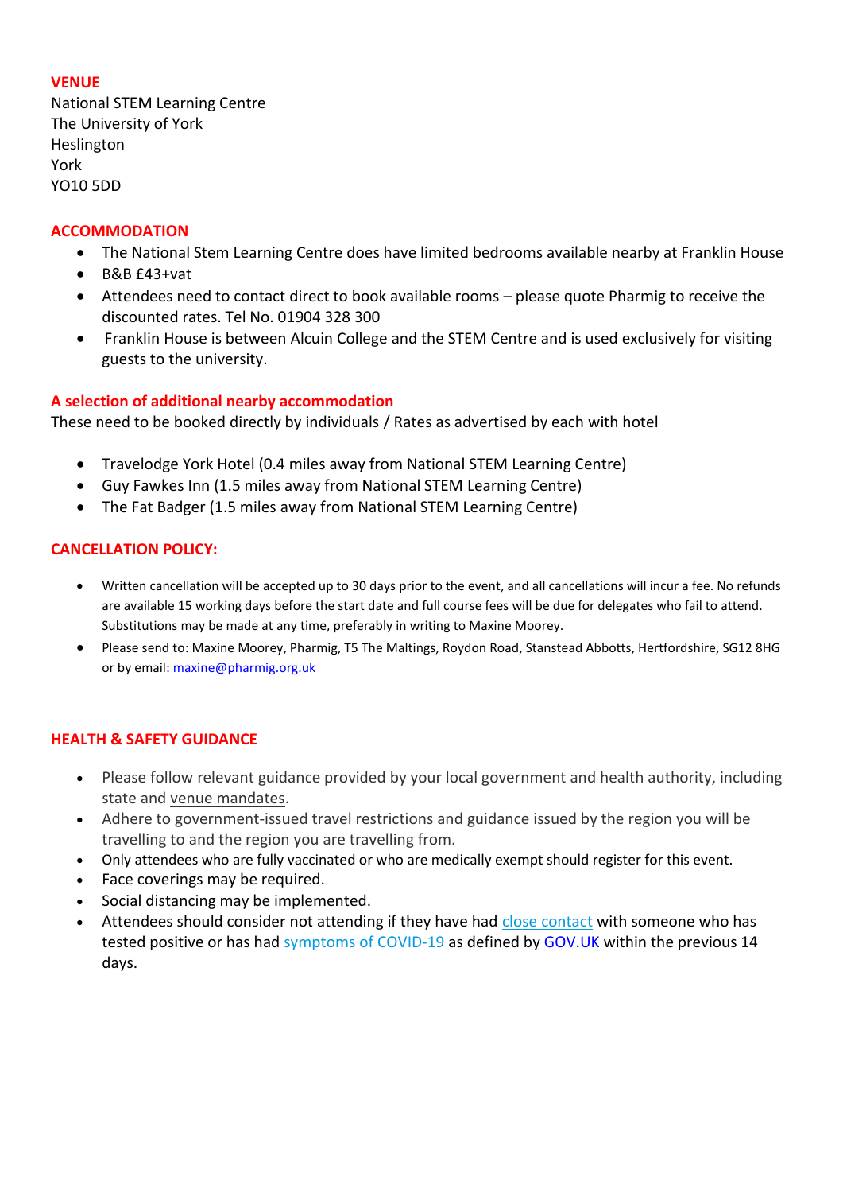## VENUE

National STEM Learning Centre
The University of York
Heslington
York
YO10 5DD

## ACCOMMODATION

- The National Stem Learning Centre does have limited bedrooms available nearby at Franklin House
- B&B £43+vat
- Attendees need to contact direct to book available rooms – please quote Pharmig to receive the discounted rates. Tel No. 01904 328 300
- Franklin House is between Alcuin College and the STEM Centre and is used exclusively for visiting guests to the university.

## A selection of additional nearby accommodation

These need to be booked directly by individuals / Rates as advertised by each with hotel

- Travelodge York Hotel (0.4 miles away from National STEM Learning Centre)
- Guy Fawkes Inn (1.5 miles away from National STEM Learning Centre)
- The Fat Badger (1.5 miles away from National STEM Learning Centre)

## CANCELLATION POLICY:

- Written cancellation will be accepted up to 30 days prior to the event, and all cancellations will incur a fee. No refunds are available 15 working days before the start date and full course fees will be due for delegates who fail to attend. Substitutions may be made at any time, preferably in writing to Maxine Moorey.
- Please send to: Maxine Moorey, Pharmig, T5 The Maltings, Roydon Road, Stanstead Abbotts, Hertfordshire, SG12 8HG or by email: maxine@pharmig.org.uk

## HEALTH & SAFETY GUIDANCE

- Please follow relevant guidance provided by your local government and health authority, including state and venue mandates.
- Adhere to government-issued travel restrictions and guidance issued by the region you will be travelling to and the region you are travelling from.
- Only attendees who are fully vaccinated or who are medically exempt should register for this event.
- Face coverings may be required.
- Social distancing may be implemented.
- Attendees should consider not attending if they have had close contact with someone who has tested positive or has had symptoms of COVID-19 as defined by GOV.UK within the previous 14 days.